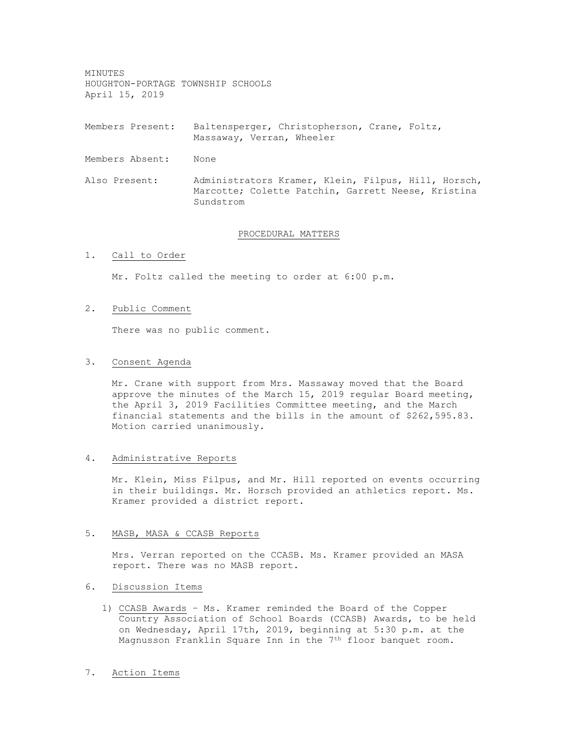MINUTES
HOUGHTON-PORTAGE TOWNSHIP SCHOOLS
April 15, 2019

Members Present: Baltensperger, Christopherson, Crane, Foltz, Massaway, Verran, Wheeler

Members Absent: None

Also Present: Administrators Kramer, Klein, Filpus, Hill, Horsch, Marcotte; Colette Patchin, Garrett Neese, Kristina Sundstrom

## PROCEDURAL MATTERS

1. Call to Order

   Mr. Foltz called the meeting to order at 6:00 p.m.

2. Public Comment

   There was no public comment.

3. Consent Agenda

   Mr. Crane with support from Mrs. Massaway moved that the Board approve the minutes of the March 15, 2019 regular Board meeting, the April 3, 2019 Facilities Committee meeting, and the March financial statements and the bills in the amount of $262,595.83. Motion carried unanimously.

4. Administrative Reports

   Mr. Klein, Miss Filpus, and Mr. Hill reported on events occurring in their buildings. Mr. Horsch provided an athletics report. Ms. Kramer provided a district report.

5. MASB, MASA & CCASB Reports

   Mrs. Verran reported on the CCASB. Ms. Kramer provided an MASA report. There was no MASB report.

6. Discussion Items

   1) CCASB Awards – Ms. Kramer reminded the Board of the Copper Country Association of School Boards (CCASB) Awards, to be held on Wednesday, April 17th, 2019, beginning at 5:30 p.m. at the Magnusson Franklin Square Inn in the 7th floor banquet room.

7. Action Items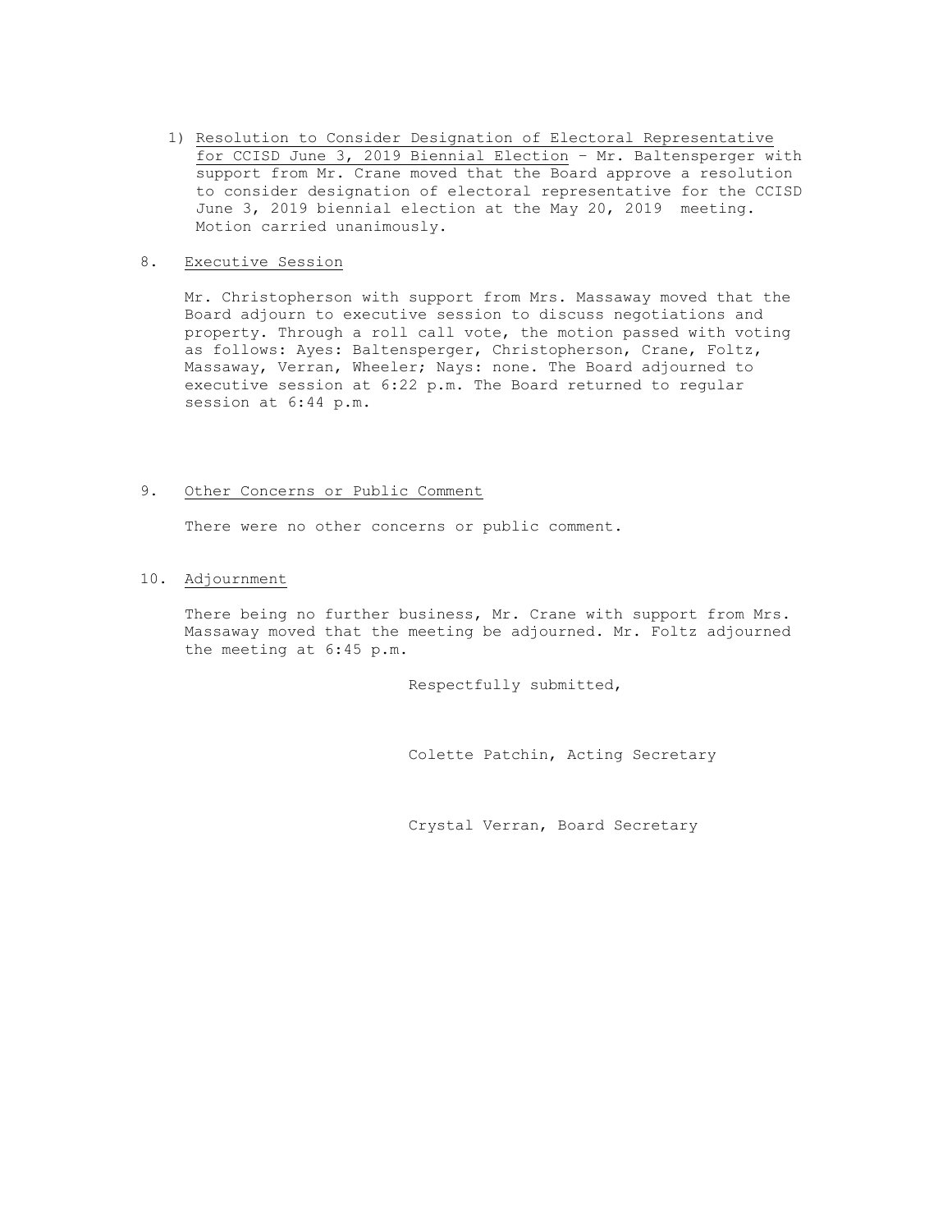1) Resolution to Consider Designation of Electoral Representative for CCISD June 3, 2019 Biennial Election – Mr. Baltensperger with support from Mr. Crane moved that the Board approve a resolution to consider designation of electoral representative for the CCISD June 3, 2019 biennial election at the May 20, 2019 meeting. Motion carried unanimously.

8. Executive Session

Mr. Christopherson with support from Mrs. Massaway moved that the Board adjourn to executive session to discuss negotiations and property. Through a roll call vote, the motion passed with voting as follows: Ayes: Baltensperger, Christopherson, Crane, Foltz, Massaway, Verran, Wheeler; Nays: none. The Board adjourned to executive session at 6:22 p.m. The Board returned to regular session at 6:44 p.m.

9. Other Concerns or Public Comment

There were no other concerns or public comment.

10. Adjournment

There being no further business, Mr. Crane with support from Mrs. Massaway moved that the meeting be adjourned. Mr. Foltz adjourned the meeting at 6:45 p.m.

Respectfully submitted,

Colette Patchin, Acting Secretary

Crystal Verran, Board Secretary